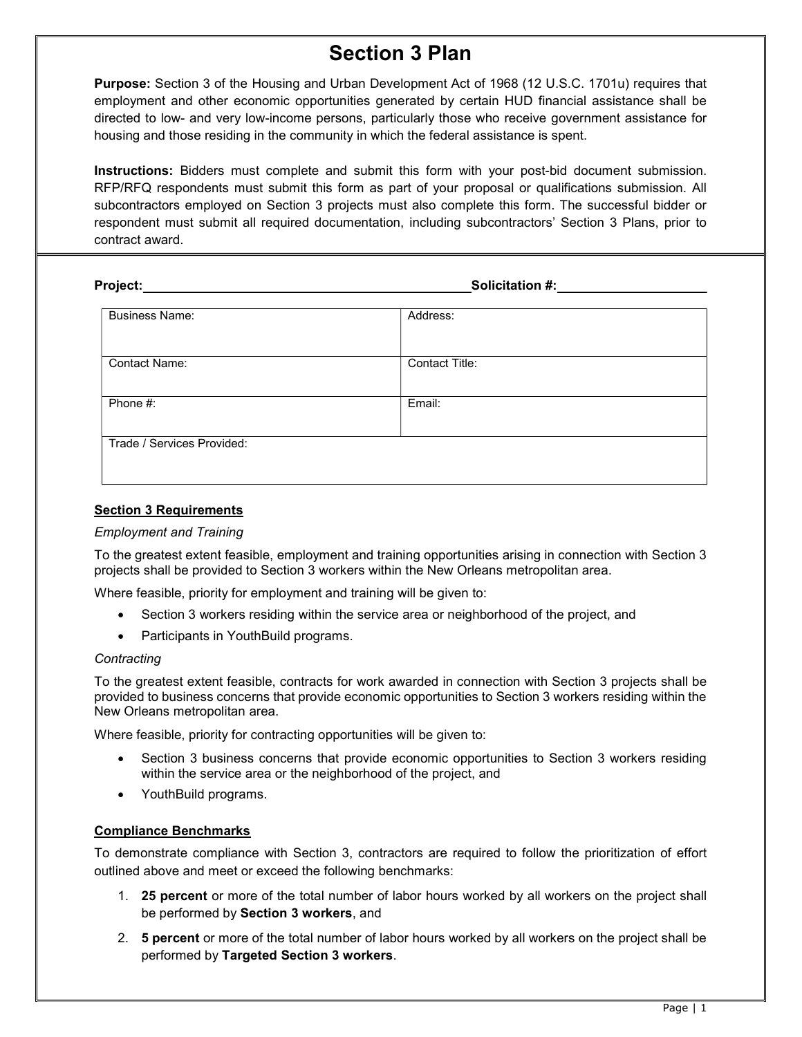# Section 3 Plan

**Purpose:** Section 3 of the Housing and Urban Development Act of 1968 (12 U.S.C. 1701u) requires that employment and other economic opportunities generated by certain HUD financial assistance shall be directed to low- and very low-income persons, particularly those who receive government assistance for housing and those residing in the community in which the federal assistance is spent.

**Instructions:** Bidders must complete and submit this form with your post-bid document submission. RFP/RFQ respondents must submit this form as part of your proposal or qualifications submission. All subcontractors employed on Section 3 projects must also complete this form. The successful bidder or respondent must submit all required documentation, including subcontractors' Section 3 Plans, prior to contract award.

**Project:**\_\_\_\_\_\_\_\_\_\_\_\_\_\_\_\_\_\_\_\_\_\_\_\_\_\_\_\_\_\_\_\_\_\_\_\_\_\_\_\_\_\_\_\_ **Solicitation #:**\_\_\_\_\_\_\_\_\_\_\_\_\_\_\_\_\_\_\_\_

| Business Name: | Address: |
|---|---|
| Contact Name: | Contact Title: |
| Phone #: | Email: |
| Trade / Services Provided: | |

**Section 3 Requirements**

*Employment and Training*

To the greatest extent feasible, employment and training opportunities arising in connection with Section 3 projects shall be provided to Section 3 workers within the New Orleans metropolitan area.

Where feasible, priority for employment and training will be given to:

- Section 3 workers residing within the service area or neighborhood of the project, and
- Participants in YouthBuild programs.

*Contracting*

To the greatest extent feasible, contracts for work awarded in connection with Section 3 projects shall be provided to business concerns that provide economic opportunities to Section 3 workers residing within the New Orleans metropolitan area.

Where feasible, priority for contracting opportunities will be given to:

- Section 3 business concerns that provide economic opportunities to Section 3 workers residing within the service area or the neighborhood of the project, and
- YouthBuild programs.

**Compliance Benchmarks**

To demonstrate compliance with Section 3, contractors are required to follow the prioritization of effort outlined above and meet or exceed the following benchmarks:

1. **25 percent** or more of the total number of labor hours worked by all workers on the project shall be performed by **Section 3 workers**, and
2. **5 percent** or more of the total number of labor hours worked by all workers on the project shall be performed by **Targeted Section 3 workers**.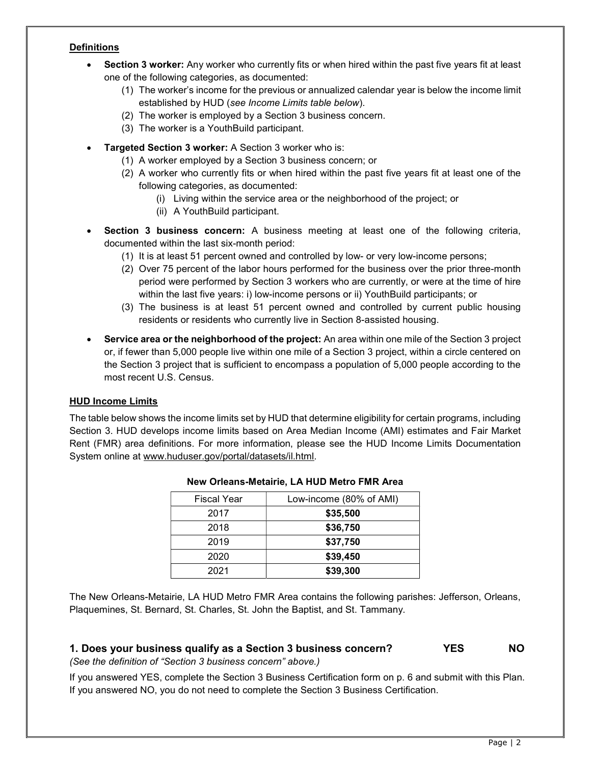## Definitions

- **Section 3 worker:** Any worker who currently fits or when hired within the past five years fit at least one of the following categories, as documented:
  (1) The worker's income for the previous or annualized calendar year is below the income limit established by HUD (*see Income Limits table below*).
  (2) The worker is employed by a Section 3 business concern.
  (3) The worker is a YouthBuild participant.

- **Targeted Section 3 worker:** A Section 3 worker who is:
  (1) A worker employed by a Section 3 business concern; or
  (2) A worker who currently fits or when hired within the past five years fit at least one of the following categories, as documented:
     (i) Living within the service area or the neighborhood of the project; or
     (ii) A YouthBuild participant.

- **Section 3 business concern:** A business meeting at least one of the following criteria, documented within the last six-month period:
  (1) It is at least 51 percent owned and controlled by low- or very low-income persons;
  (2) Over 75 percent of the labor hours performed for the business over the prior three-month period were performed by Section 3 workers who are currently, or were at the time of hire within the last five years: i) low-income persons or ii) YouthBuild participants; or
  (3) The business is at least 51 percent owned and controlled by current public housing residents or residents who currently live in Section 8-assisted housing.

- **Service area or the neighborhood of the project:** An area within one mile of the Section 3 project or, if fewer than 5,000 people live within one mile of a Section 3 project, within a circle centered on the Section 3 project that is sufficient to encompass a population of 5,000 people according to the most recent U.S. Census.

## HUD Income Limits

The table below shows the income limits set by HUD that determine eligibility for certain programs, including Section 3. HUD develops income limits based on Area Median Income (AMI) estimates and Fair Market Rent (FMR) area definitions. For more information, please see the HUD Income Limits Documentation System online at www.huduser.gov/portal/datasets/il.html.

**New Orleans-Metairie, LA HUD Metro FMR Area**

| Fiscal Year | Low-income (80% of AMI) |
|---|---|
| 2017 | **$35,500** |
| 2018 | **$36,750** |
| 2019 | **$37,750** |
| 2020 | **$39,450** |
| 2021 | **$39,300** |

The New Orleans-Metairie, LA HUD Metro FMR Area contains the following parishes: Jefferson, Orleans, Plaquemines, St. Bernard, St. Charles, St. John the Baptist, and St. Tammany.

### 1. Does your business qualify as a Section 3 business concern? YES NO

*(See the definition of "Section 3 business concern" above.)*

If you answered YES, complete the Section 3 Business Certification form on p. 6 and submit with this Plan. If you answered NO, you do not need to complete the Section 3 Business Certification.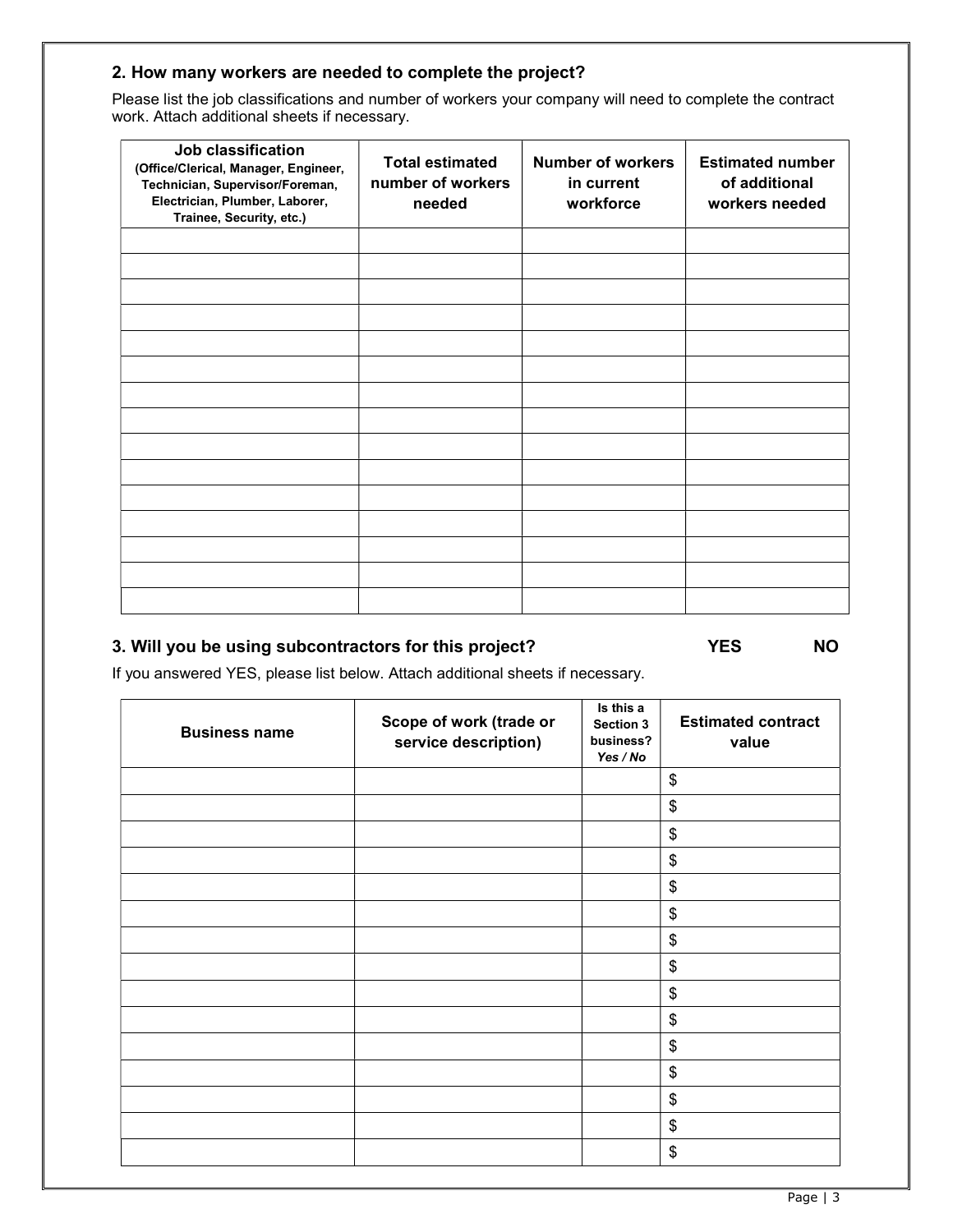## 2. How many workers are needed to complete the project?

Please list the job classifications and number of workers your company will need to complete the contract work. Attach additional sheets if necessary.

| Job classification (Office/Clerical, Manager, Engineer, Technician, Supervisor/Foreman, Electrician, Plumber, Laborer, Trainee, Security, etc.) | Total estimated number of workers needed | Number of workers in current workforce | Estimated number of additional workers needed |
|---|---|---|---|
| | | | |
| | | | |
| | | | |
| | | | |
| | | | |
| | | | |
| | | | |
| | | | |
| | | | |
| | | | |
| | | | |
| | | | |
| | | | |
| | | | |
| | | | |

## 3. Will you be using subcontractors for this project? YES NO

If you answered YES, please list below. Attach additional sheets if necessary.

| Business name | Scope of work (trade or service description) | Is this a Section 3 business? *Yes / No* | Estimated contract value |
|---|---|---|---|
| | | | $ |
| | | | $ |
| | | | $ |
| | | | $ |
| | | | $ |
| | | | $ |
| | | | $ |
| | | | $ |
| | | | $ |
| | | | $ |
| | | | $ |
| | | | $ |
| | | | $ |
| | | | $ |
| | | | $ |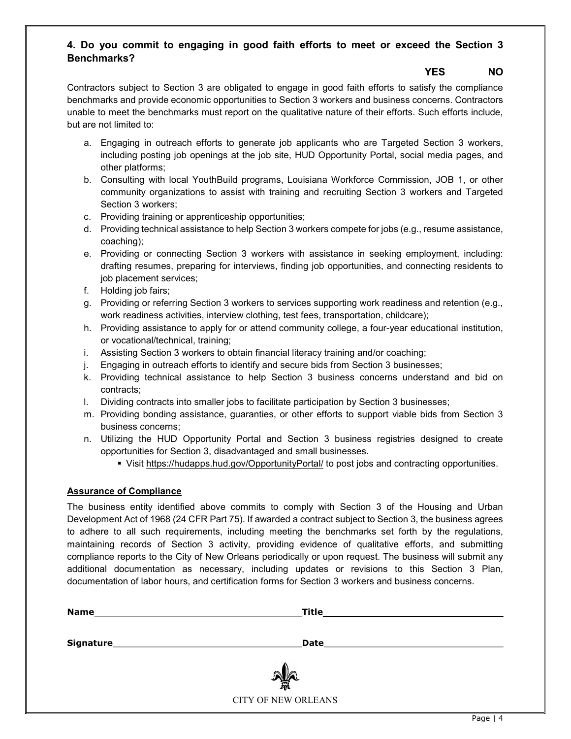### 4. Do you commit to engaging in good faith efforts to meet or exceed the Section 3 Benchmarks?

**YES NO**

Contractors subject to Section 3 are obligated to engage in good faith efforts to satisfy the compliance benchmarks and provide economic opportunities to Section 3 workers and business concerns. Contractors unable to meet the benchmarks must report on the qualitative nature of their efforts. Such efforts include, but are not limited to:

a. Engaging in outreach efforts to generate job applicants who are Targeted Section 3 workers, including posting job openings at the job site, HUD Opportunity Portal, social media pages, and other platforms;
b. Consulting with local YouthBuild programs, Louisiana Workforce Commission, JOB 1, or other community organizations to assist with training and recruiting Section 3 workers and Targeted Section 3 workers;
c. Providing training or apprenticeship opportunities;
d. Providing technical assistance to help Section 3 workers compete for jobs (e.g., resume assistance, coaching);
e. Providing or connecting Section 3 workers with assistance in seeking employment, including: drafting resumes, preparing for interviews, finding job opportunities, and connecting residents to job placement services;
f. Holding job fairs;
g. Providing or referring Section 3 workers to services supporting work readiness and retention (e.g., work readiness activities, interview clothing, test fees, transportation, childcare);
h. Providing assistance to apply for or attend community college, a four-year educational institution, or vocational/technical, training;
i. Assisting Section 3 workers to obtain financial literacy training and/or coaching;
j. Engaging in outreach efforts to identify and secure bids from Section 3 businesses;
k. Providing technical assistance to help Section 3 business concerns understand and bid on contracts;
l. Dividing contracts into smaller jobs to facilitate participation by Section 3 businesses;
m. Providing bonding assistance, guaranties, or other efforts to support viable bids from Section 3 business concerns;
n. Utilizing the HUD Opportunity Portal and Section 3 business registries designed to create opportunities for Section 3, disadvantaged and small businesses.
   - Visit https://hudapps.hud.gov/OpportunityPortal/ to post jobs and contracting opportunities.

**Assurance of Compliance**

The business entity identified above commits to comply with Section 3 of the Housing and Urban Development Act of 1968 (24 CFR Part 75). If awarded a contract subject to Section 3, the business agrees to adhere to all such requirements, including meeting the benchmarks set forth by the regulations, maintaining records of Section 3 activity, providing evidence of qualitative efforts, and submitting compliance reports to the City of New Orleans periodically or upon request. The business will submit any additional documentation as necessary, including updates or revisions to this Section 3 Plan, documentation of labor hours, and certification forms for Section 3 workers and business concerns.

**Name**\_\_\_\_\_\_\_\_\_\_\_\_\_\_\_\_\_\_\_\_\_\_\_\_\_\_\_\_ **Title**\_\_\_\_\_\_\_\_\_\_\_\_\_\_\_\_\_\_\_\_\_\_\_\_\_\_\_\_

**Signature**\_\_\_\_\_\_\_\_\_\_\_\_\_\_\_\_\_\_\_\_\_\_\_\_\_\_\_\_ **Date**\_\_\_\_\_\_\_\_\_\_\_\_\_\_\_\_\_\_\_\_\_\_\_\_\_\_\_\_

CITY OF NEW ORLEANS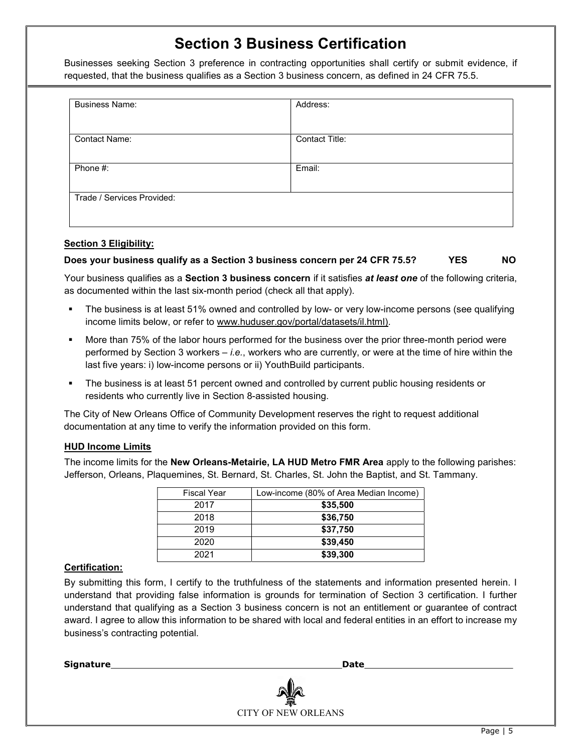# Section 3 Business Certification

Businesses seeking Section 3 preference in contracting opportunities shall certify or submit evidence, if requested, that the business qualifies as a Section 3 business concern, as defined in 24 CFR 75.5.

| Business Name: | Address: |
|---|---|
| Contact Name: | Contact Title: |
| Phone #: | Email: |
| Trade / Services Provided: | |

**Section 3 Eligibility:**

**Does your business qualify as a Section 3 business concern per 24 CFR 75.5? YES NO**

Your business qualifies as a **Section 3 business concern** if it satisfies ***at least one*** of the following criteria, as documented within the last six-month period (check all that apply).

- The business is at least 51% owned and controlled by low- or very low-income persons (see qualifying income limits below, or refer to www.huduser.gov/portal/datasets/il.html).
- More than 75% of the labor hours performed for the business over the prior three-month period were performed by Section 3 workers – *i.e.*, workers who are currently, or were at the time of hire within the last five years: i) low-income persons or ii) YouthBuild participants.
- The business is at least 51 percent owned and controlled by current public housing residents or residents who currently live in Section 8-assisted housing.

The City of New Orleans Office of Community Development reserves the right to request additional documentation at any time to verify the information provided on this form.

**HUD Income Limits**

The income limits for the **New Orleans-Metairie, LA HUD Metro FMR Area** apply to the following parishes: Jefferson, Orleans, Plaquemines, St. Bernard, St. Charles, St. John the Baptist, and St. Tammany.

| Fiscal Year | Low-income (80% of Area Median Income) |
|---|---|
| 2017 | **$35,500** |
| 2018 | **$36,750** |
| 2019 | **$37,750** |
| 2020 | **$39,450** |
| 2021 | **$39,300** |

**Certification:**

By submitting this form, I certify to the truthfulness of the statements and information presented herein. I understand that providing false information is grounds for termination of Section 3 certification. I further understand that qualifying as a Section 3 business concern is not an entitlement or guarantee of contract award. I agree to allow this information to be shared with local and federal entities in an effort to increase my business's contracting potential.

**Signature**\_\_\_\_\_\_\_\_\_\_\_\_\_\_\_\_\_\_\_\_\_\_\_\_\_\_\_\_\_\_\_\_\_\_\_\_\_\_\_\_**Date**\_\_\_\_\_\_\_\_\_\_\_\_\_\_\_\_\_\_\_\_\_\_\_\_\_\_

CITY OF NEW ORLEANS